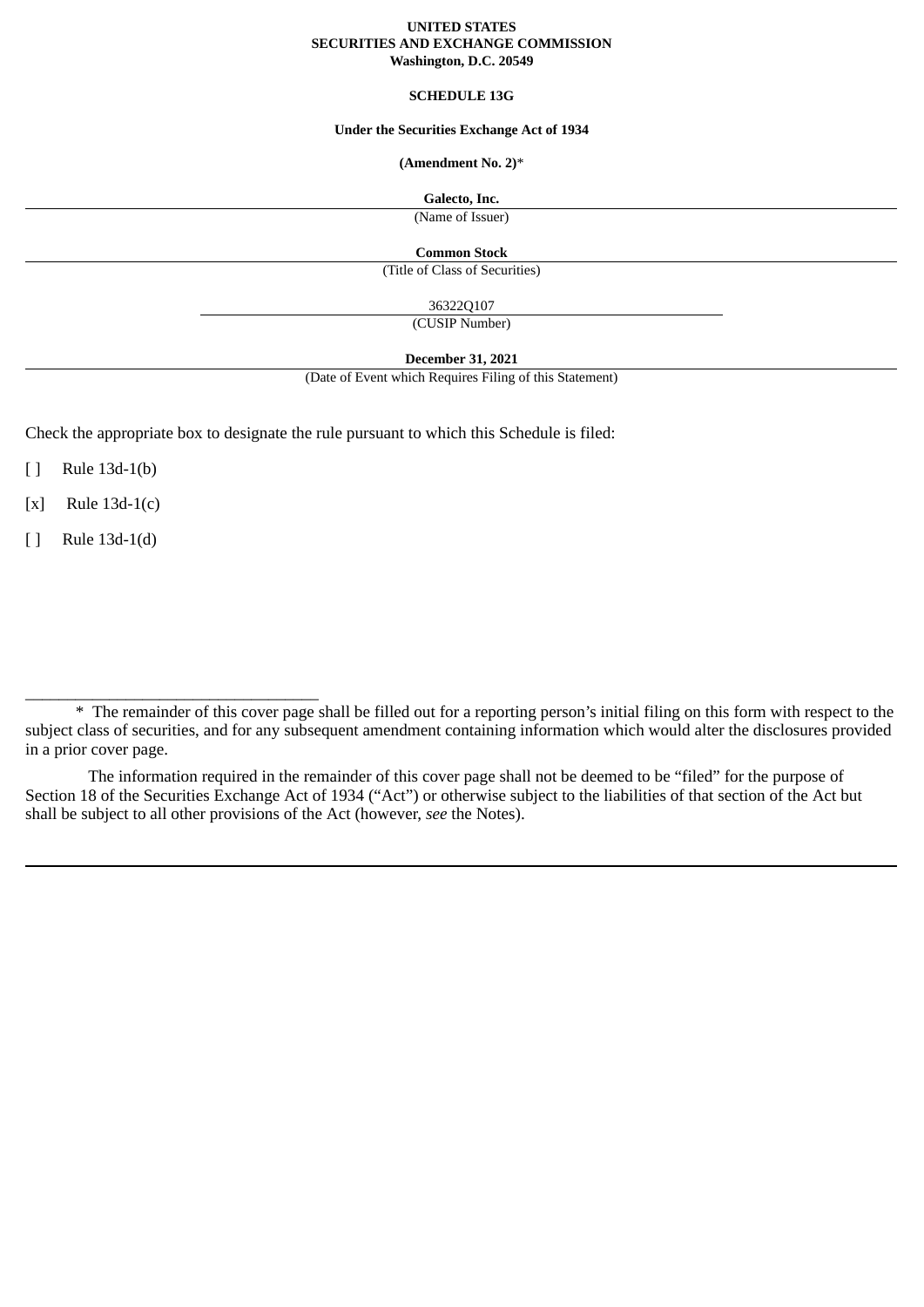**UNITED STATES**
**SECURITIES AND EXCHANGE COMMISSION**
**Washington, D.C. 20549**

**SCHEDULE 13G**

**Under the Securities Exchange Act of 1934**

**(Amendment No. 2)***

**Galecto, Inc.**
(Name of Issuer)

**Common Stock**
(Title of Class of Securities)

36322Q107
(CUSIP Number)

**December 31, 2021**
(Date of Event which Requires Filing of this Statement)

Check the appropriate box to designate the rule pursuant to which this Schedule is filed:

[ ] Rule 13d-1(b)

[x] Rule 13d-1(c)

[ ] Rule 13d-1(d)

___________________________________

\* The remainder of this cover page shall be filled out for a reporting person's initial filing on this form with respect to the subject class of securities, and for any subsequent amendment containing information which would alter the disclosures provided in a prior cover page.

The information required in the remainder of this cover page shall not be deemed to be "filed" for the purpose of Section 18 of the Securities Exchange Act of 1934 ("Act") or otherwise subject to the liabilities of that section of the Act but shall be subject to all other provisions of the Act (however, *see* the Notes).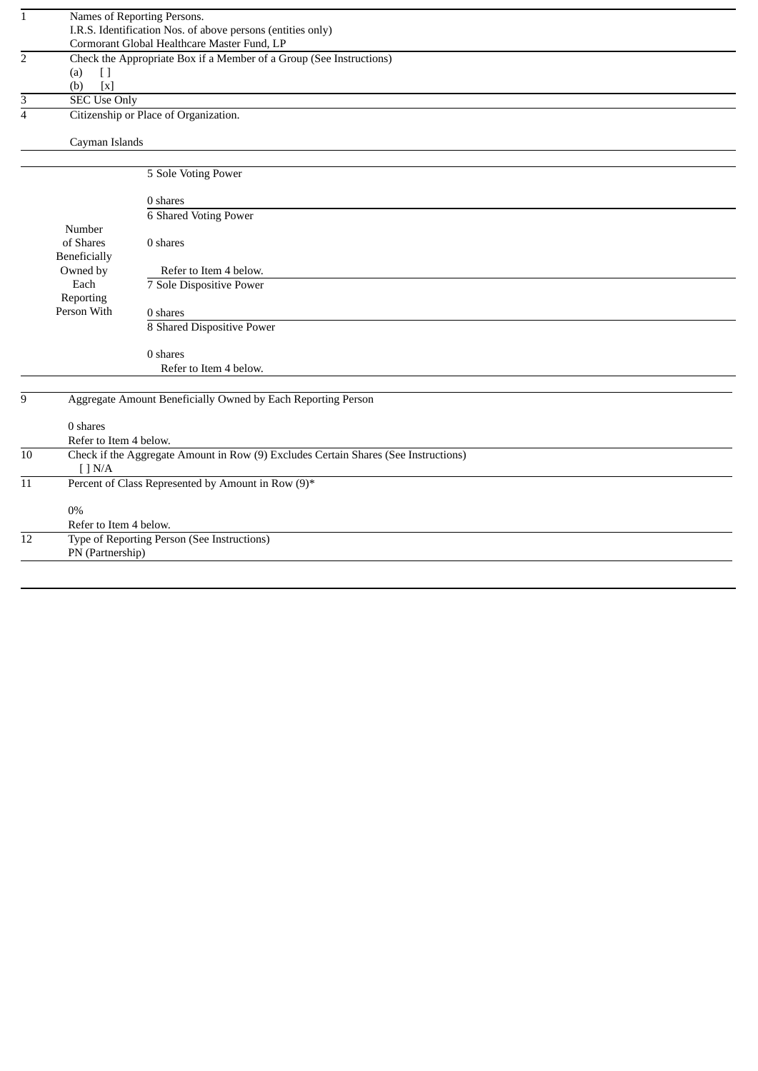| | |
|---|---|
| 1 | Names of Reporting Persons.<br>I.R.S. Identification Nos. of above persons (entities only)<br>Cormorant Global Healthcare Master Fund, LP |
| 2 | Check the Appropriate Box if a Member of a Group (See Instructions)<br>(a) [ ]<br>(b) [x] |
| 3 | SEC Use Only |
| 4 | Citizenship or Place of Organization.<br><br>Cayman Islands |

| | |
|---|---|
| Number of Shares Beneficially Owned by Each Reporting Person With | 5 Sole Voting Power<br><br>0 shares |
| | 6 Shared Voting Power<br><br>0 shares<br><br>Refer to Item 4 below. |
| | 7 Sole Dispositive Power<br><br>0 shares |
| | 8 Shared Dispositive Power<br><br>0 shares<br>Refer to Item 4 below. |

| | |
|---|---|
| 9 | Aggregate Amount Beneficially Owned by Each Reporting Person<br><br>0 shares<br>Refer to Item 4 below. |
| 10 | Check if the Aggregate Amount in Row (9) Excludes Certain Shares (See Instructions)<br>[ ] N/A |
| 11 | Percent of Class Represented by Amount in Row (9)*<br><br>0%<br>Refer to Item 4 below. |
| 12 | Type of Reporting Person (See Instructions)<br>PN (Partnership) |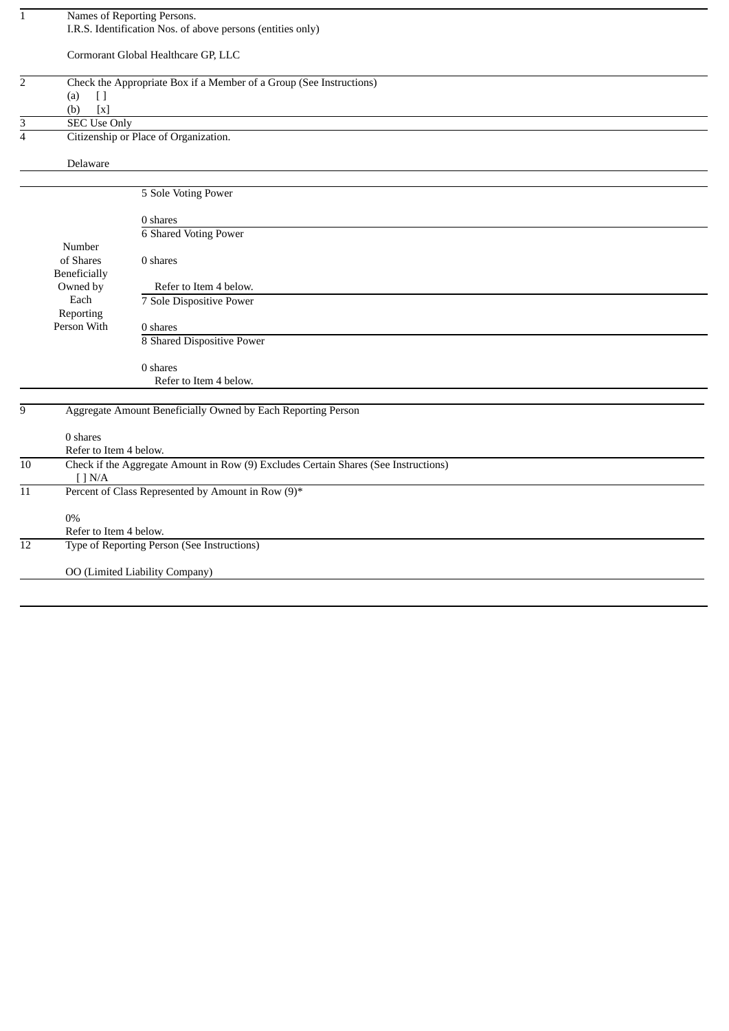| | | | |
|---|---|---|---|
| 1 | Names of Reporting Persons.<br>I.R.S. Identification Nos. of above persons (entities only)<br><br>Cormorant Global Healthcare GP, LLC | | |
| 2 | Check the Appropriate Box if a Member of a Group (See Instructions)<br>(a) [ ]<br>(b) [x] | | |
| 3 | SEC Use Only | | |
| 4 | Citizenship or Place of Organization.<br><br>Delaware | | |
| | Number of Shares Beneficially Owned by Each Reporting Person With | 5 | Sole Voting Power<br><br>0 shares |
| | | 6 | Shared Voting Power<br><br>0 shares<br>Refer to Item 4 below. |
| | | 7 | Sole Dispositive Power<br><br>0 shares |
| | | 8 | Shared Dispositive Power<br><br>0 shares<br>Refer to Item 4 below. |
| 9 | Aggregate Amount Beneficially Owned by Each Reporting Person<br><br>0 shares<br>Refer to Item 4 below. | | |
| 10 | Check if the Aggregate Amount in Row (9) Excludes Certain Shares (See Instructions)<br>[ ] N/A | | |
| 11 | Percent of Class Represented by Amount in Row (9)*<br><br>0%<br>Refer to Item 4 below. | | |
| 12 | Type of Reporting Person (See Instructions)<br><br>OO (Limited Liability Company) | | |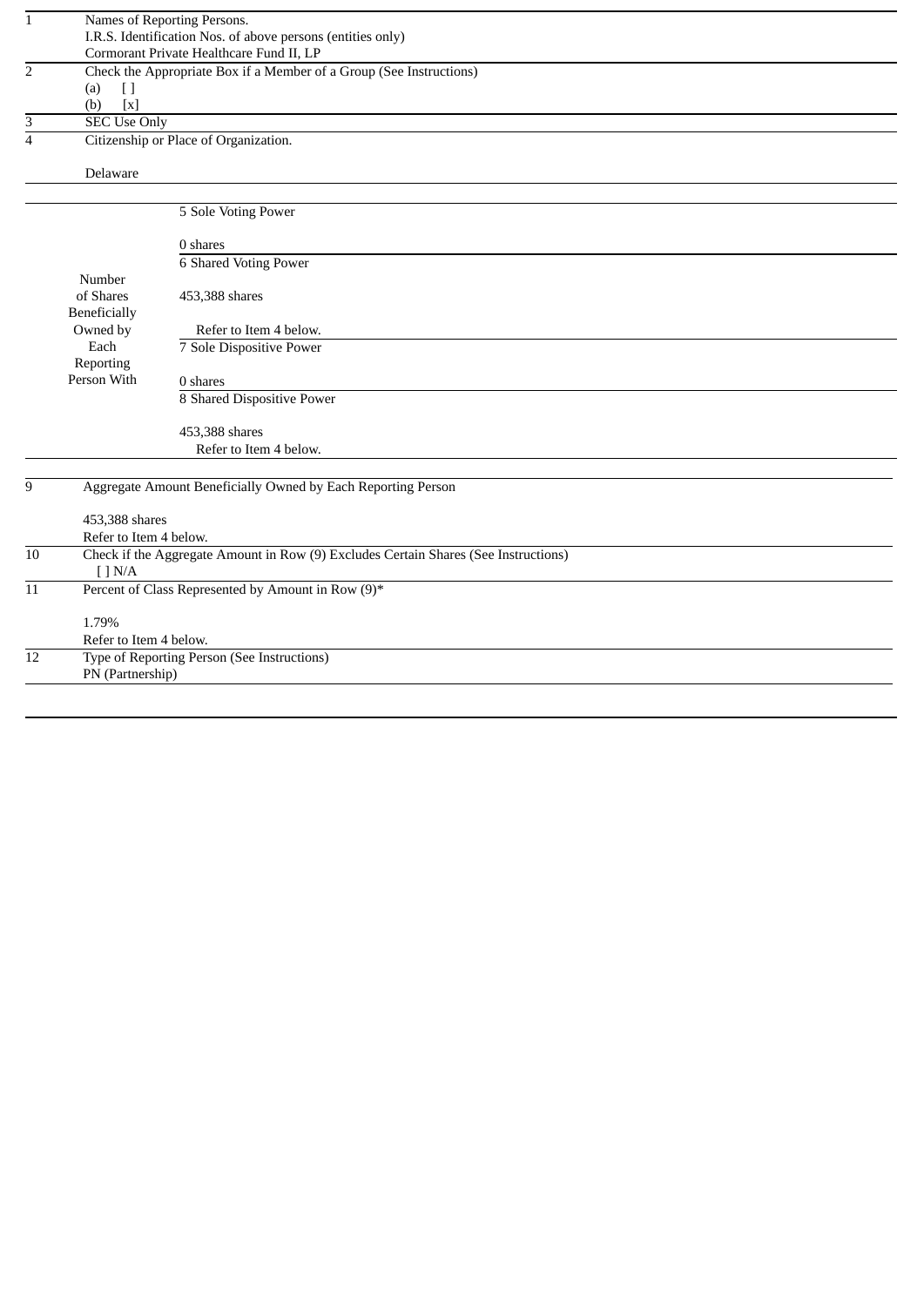| | |
|---|---|
| 1 | Names of Reporting Persons.<br>I.R.S. Identification Nos. of above persons (entities only)<br>Cormorant Private Healthcare Fund II, LP |
| 2 | Check the Appropriate Box if a Member of a Group (See Instructions)<br>(a) [ ]<br>(b) [x] |
| 3 | SEC Use Only |
| 4 | Citizenship or Place of Organization.<br><br>Delaware |

| | |
|---|---|
| Number of Shares Beneficially Owned by Each Reporting Person With | 5 Sole Voting Power<br><br>0 shares |
| | 6 Shared Voting Power<br><br>453,388 shares<br><br>Refer to Item 4 below. |
| | 7 Sole Dispositive Power<br><br>0 shares |
| | 8 Shared Dispositive Power<br><br>453,388 shares<br>Refer to Item 4 below. |

| | |
|---|---|
| 9 | Aggregate Amount Beneficially Owned by Each Reporting Person<br><br>453,388 shares<br>Refer to Item 4 below. |
| 10 | Check if the Aggregate Amount in Row (9) Excludes Certain Shares (See Instructions)<br>[ ] N/A |
| 11 | Percent of Class Represented by Amount in Row (9)*<br><br>1.79%<br>Refer to Item 4 below. |
| 12 | Type of Reporting Person (See Instructions)<br>PN (Partnership) |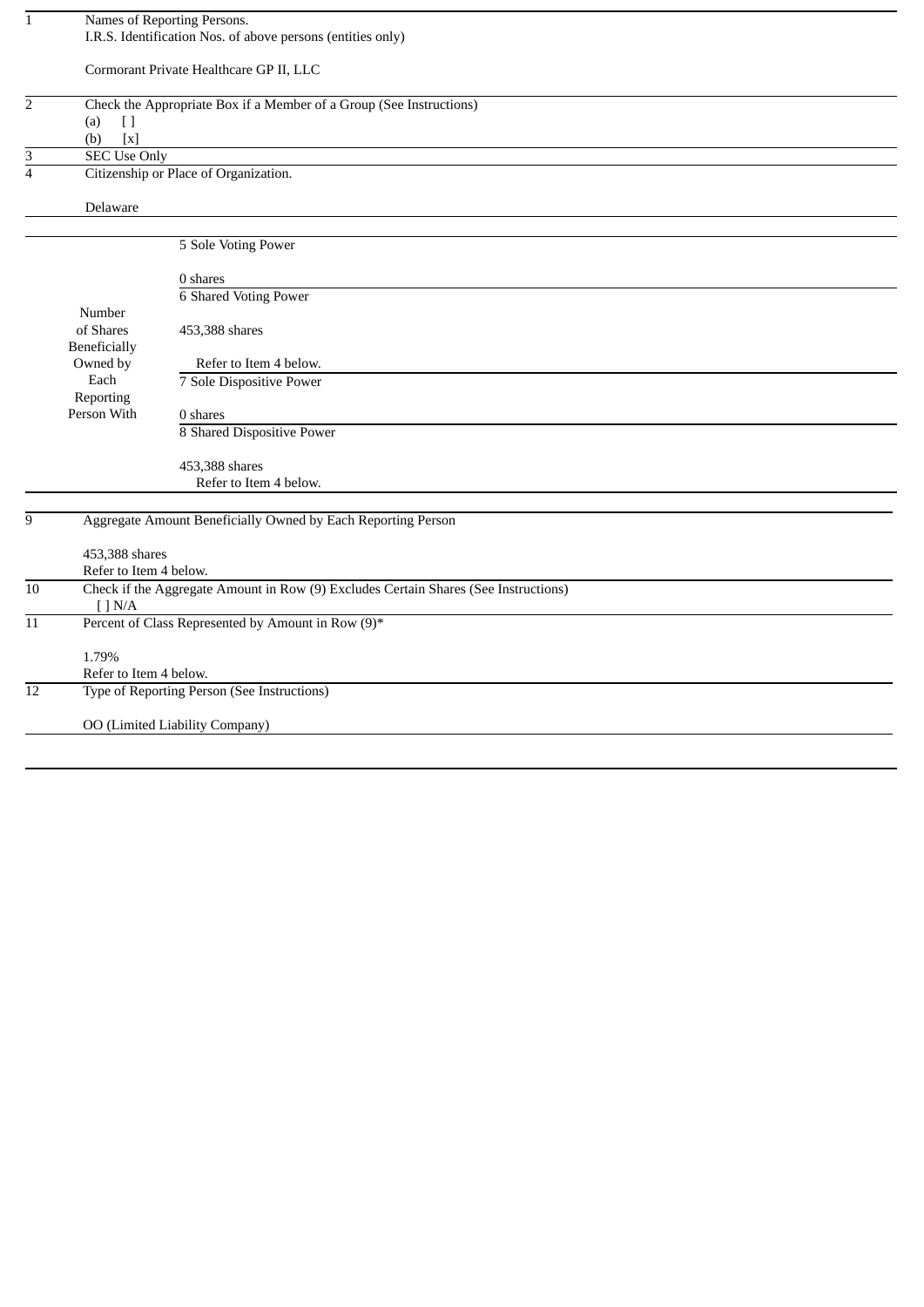| | | |
|---|---|---|
| 1 | Names of Reporting Persons.<br>I.R.S. Identification Nos. of above persons (entities only)<br><br>Cormorant Private Healthcare GP II, LLC | |
| 2 | Check the Appropriate Box if a Member of a Group (See Instructions)<br>(a) [ ]<br>(b) [x] | |
| 3 | SEC Use Only | |
| 4 | Citizenship or Place of Organization.<br><br>Delaware | |
| Number of Shares Beneficially Owned by Each Reporting Person With | 5 Sole Voting Power<br><br>0 shares | |
| | 6 Shared Voting Power<br><br>453,388 shares<br><br>Refer to Item 4 below. | |
| | 7 Sole Dispositive Power<br><br>0 shares | |
| | 8 Shared Dispositive Power<br><br>453,388 shares<br>Refer to Item 4 below. | |
| 9 | Aggregate Amount Beneficially Owned by Each Reporting Person<br><br>453,388 shares<br>Refer to Item 4 below. | |
| 10 | Check if the Aggregate Amount in Row (9) Excludes Certain Shares (See Instructions)<br>[ ] N/A | |
| 11 | Percent of Class Represented by Amount in Row (9)*<br><br>1.79%<br>Refer to Item 4 below. | |
| 12 | Type of Reporting Person (See Instructions)<br><br>OO (Limited Liability Company) | |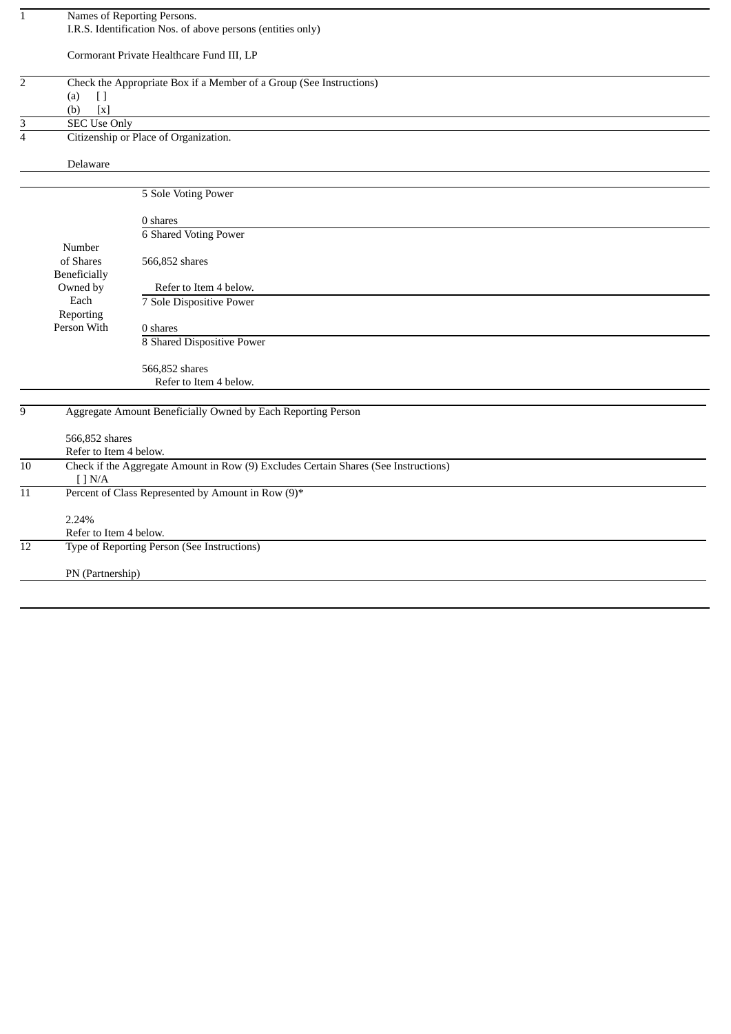| | | |
|---|---|---|
| 1 | Names of Reporting Persons.<br>I.R.S. Identification Nos. of above persons (entities only)<br><br>Cormorant Private Healthcare Fund III, LP | |
| 2 | Check the Appropriate Box if a Member of a Group (See Instructions)<br>(a) [ ]<br>(b) [x] | |
| 3 | SEC Use Only | |
| 4 | Citizenship or Place of Organization.<br><br>Delaware | |
| Number of Shares Beneficially Owned by Each Reporting Person With | 5 Sole Voting Power<br><br>0 shares | |
| | 6 Shared Voting Power<br><br>566,852 shares<br><br>Refer to Item 4 below. | |
| | 7 Sole Dispositive Power<br><br>0 shares | |
| | 8 Shared Dispositive Power<br><br>566,852 shares<br>Refer to Item 4 below. | |
| 9 | Aggregate Amount Beneficially Owned by Each Reporting Person<br><br>566,852 shares<br>Refer to Item 4 below. | |
| 10 | Check if the Aggregate Amount in Row (9) Excludes Certain Shares (See Instructions)<br>[ ] N/A | |
| 11 | Percent of Class Represented by Amount in Row (9)*<br><br>2.24%<br>Refer to Item 4 below. | |
| 12 | Type of Reporting Person (See Instructions)<br><br>PN (Partnership) | |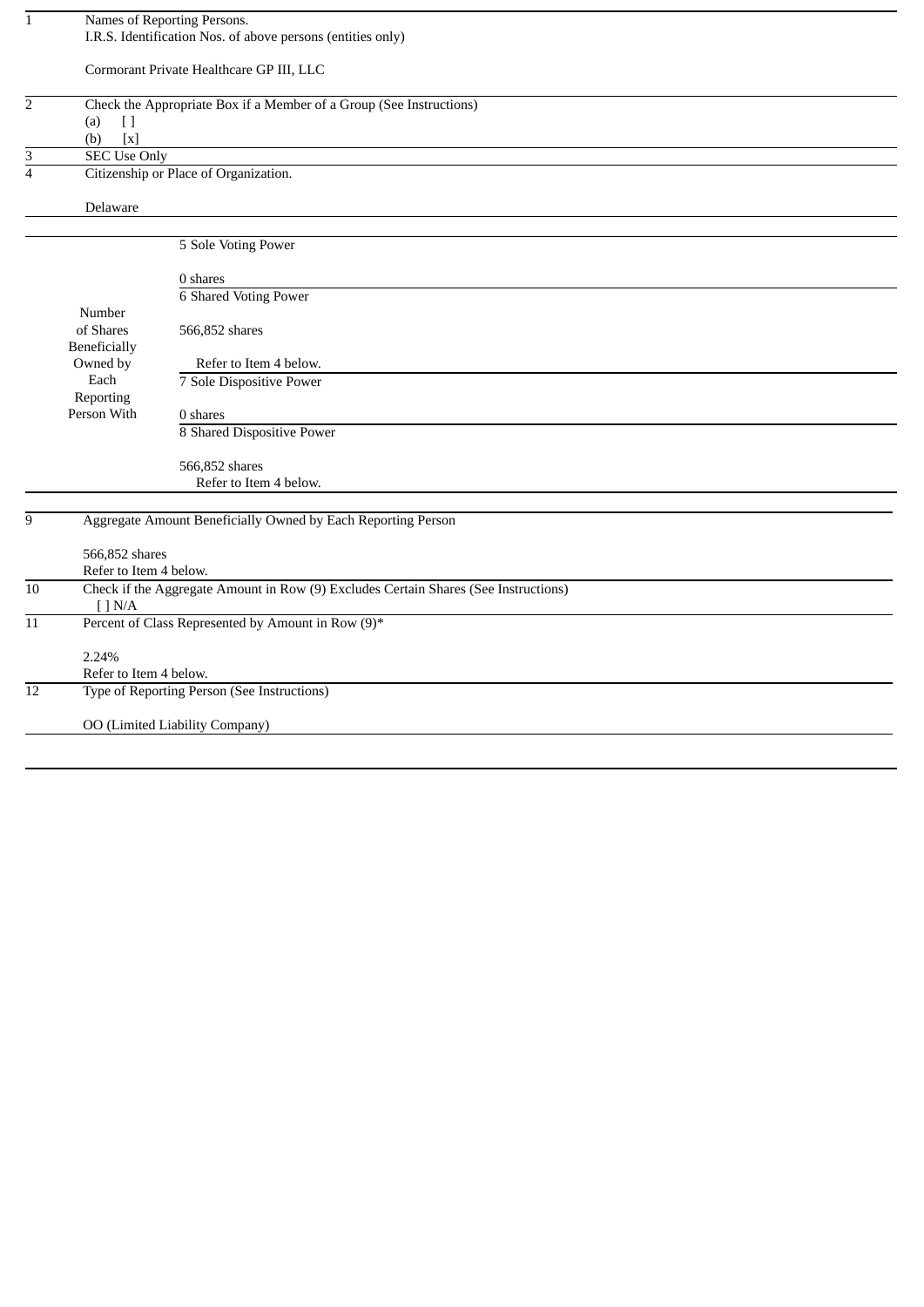| | | |
|---|---|---|
| 1 | Names of Reporting Persons.<br>I.R.S. Identification Nos. of above persons (entities only)<br><br>Cormorant Private Healthcare GP III, LLC | |
| 2 | Check the Appropriate Box if a Member of a Group (See Instructions)<br>(a) [ ]<br>(b) [x] | |
| 3 | SEC Use Only | |
| 4 | Citizenship or Place of Organization.<br><br>Delaware | |
| Number of Shares Beneficially Owned by Each Reporting Person With | 5 Sole Voting Power<br><br>0 shares | |
| | 6 Shared Voting Power<br><br>566,852 shares<br>Refer to Item 4 below. | |
| | 7 Sole Dispositive Power<br><br>0 shares | |
| | 8 Shared Dispositive Power<br><br>566,852 shares<br>Refer to Item 4 below. | |
| 9 | Aggregate Amount Beneficially Owned by Each Reporting Person<br><br>566,852 shares<br>Refer to Item 4 below. | |
| 10 | Check if the Aggregate Amount in Row (9) Excludes Certain Shares (See Instructions)<br>[ ] N/A | |
| 11 | Percent of Class Represented by Amount in Row (9)*<br><br>2.24%<br>Refer to Item 4 below. | |
| 12 | Type of Reporting Person (See Instructions)<br><br>OO (Limited Liability Company) | |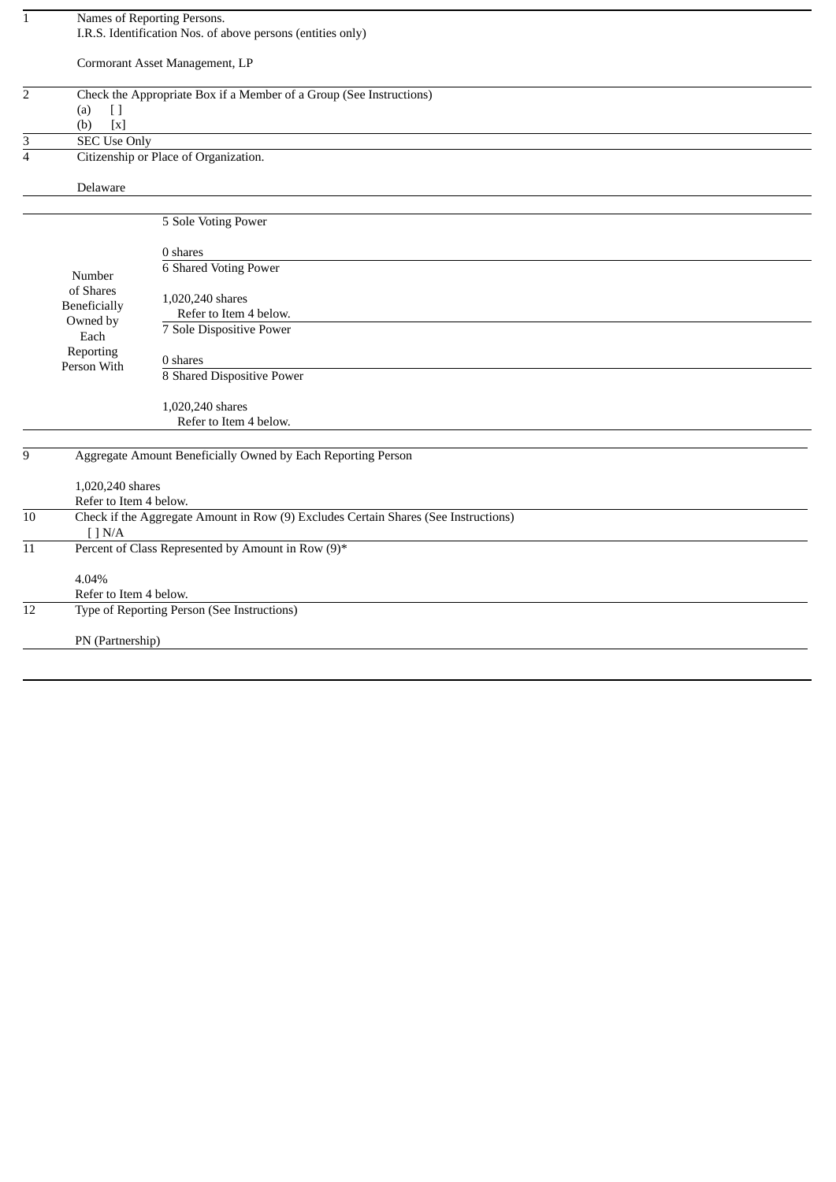| | | |
|---|---|---|
| 1 | Names of Reporting Persons.<br>I.R.S. Identification Nos. of above persons (entities only)<br><br>Cormorant Asset Management, LP | |
| 2 | Check the Appropriate Box if a Member of a Group (See Instructions)<br>(a) [ ]<br>(b) [x] | |
| 3 | SEC Use Only | |
| 4 | Citizenship or Place of Organization.<br><br>Delaware | |
| Number of Shares Beneficially Owned by Each Reporting Person With | 5 Sole Voting Power<br><br>0 shares | |
| | 6 Shared Voting Power<br><br>1,020,240 shares<br>Refer to Item 4 below. | |
| | 7 Sole Dispositive Power<br><br>0 shares | |
| | 8 Shared Dispositive Power<br><br>1,020,240 shares<br>Refer to Item 4 below. | |
| 9 | Aggregate Amount Beneficially Owned by Each Reporting Person<br><br>1,020,240 shares<br>Refer to Item 4 below. | |
| 10 | Check if the Aggregate Amount in Row (9) Excludes Certain Shares (See Instructions)<br>[ ] N/A | |
| 11 | Percent of Class Represented by Amount in Row (9)*<br><br>4.04%<br>Refer to Item 4 below. | |
| 12 | Type of Reporting Person (See Instructions)<br><br>PN (Partnership) | |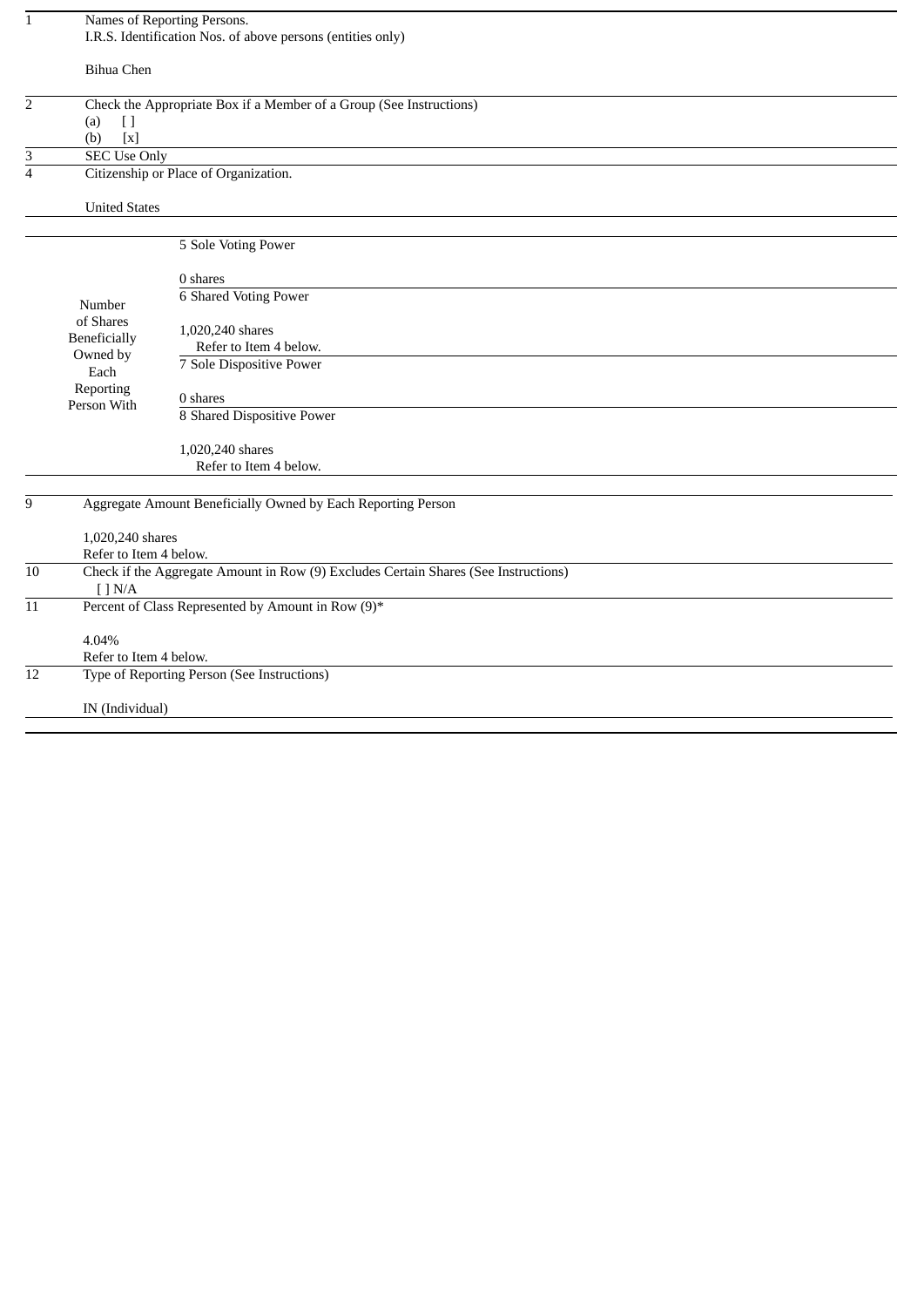| | | |
|---|---|---|
| 1 | Names of Reporting Persons.<br>I.R.S. Identification Nos. of above persons (entities only)<br><br>Bihua Chen | |
| 2 | Check the Appropriate Box if a Member of a Group (See Instructions)<br>(a) [ ]<br>(b) [x] | |
| 3 | SEC Use Only | |
| 4 | Citizenship or Place of Organization.<br><br>United States | |
| Number of Shares Beneficially Owned by Each Reporting Person With | 5 Sole Voting Power<br><br>0 shares | |
| | 6 Shared Voting Power<br><br>1,020,240 shares<br>Refer to Item 4 below. | |
| | 7 Sole Dispositive Power<br><br>0 shares | |
| | 8 Shared Dispositive Power<br><br>1,020,240 shares<br>Refer to Item 4 below. | |
| 9 | Aggregate Amount Beneficially Owned by Each Reporting Person<br><br>1,020,240 shares<br>Refer to Item 4 below. | |
| 10 | Check if the Aggregate Amount in Row (9) Excludes Certain Shares (See Instructions)<br>[ ] N/A | |
| 11 | Percent of Class Represented by Amount in Row (9)*<br><br>4.04%<br>Refer to Item 4 below. | |
| 12 | Type of Reporting Person (See Instructions)<br><br>IN (Individual) | |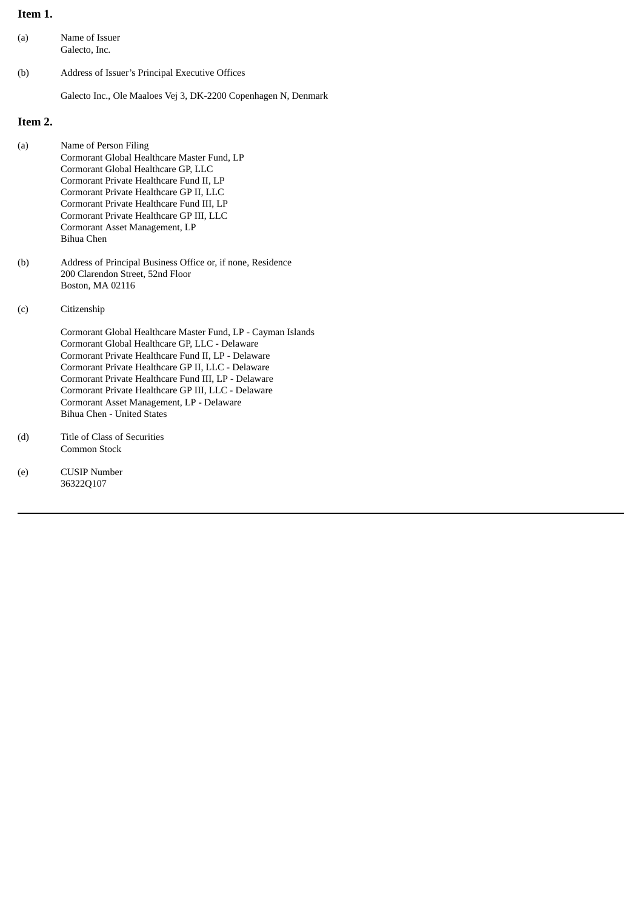**Item 1.**

(a) Name of Issuer
Galecto, Inc.

(b) Address of Issuer's Principal Executive Offices

Galecto Inc., Ole Maaloes Vej 3, DK-2200 Copenhagen N, Denmark

**Item 2.**

(a) Name of Person Filing
Cormorant Global Healthcare Master Fund, LP
Cormorant Global Healthcare GP, LLC
Cormorant Private Healthcare Fund II, LP
Cormorant Private Healthcare GP II, LLC
Cormorant Private Healthcare Fund III, LP
Cormorant Private Healthcare GP III, LLC
Cormorant Asset Management, LP
Bihua Chen

(b) Address of Principal Business Office or, if none, Residence
200 Clarendon Street, 52nd Floor
Boston, MA 02116

(c) Citizenship

Cormorant Global Healthcare Master Fund, LP - Cayman Islands
Cormorant Global Healthcare GP, LLC - Delaware
Cormorant Private Healthcare Fund II, LP - Delaware
Cormorant Private Healthcare GP II, LLC - Delaware
Cormorant Private Healthcare Fund III, LP - Delaware
Cormorant Private Healthcare GP III, LLC - Delaware
Cormorant Asset Management, LP - Delaware
Bihua Chen - United States

(d) Title of Class of Securities
Common Stock

(e) CUSIP Number
36322Q107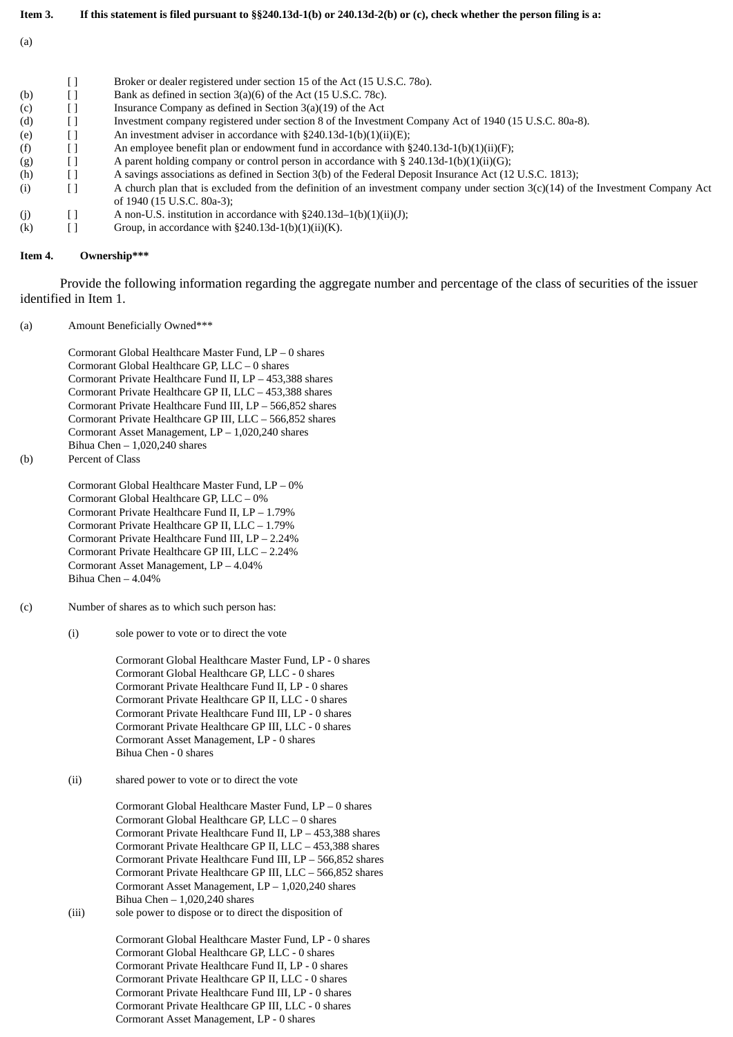**Item 3.** **If this statement is filed pursuant to §§240.13d-1(b) or 240.13d-2(b) or (c), check whether the person filing is a:**

(a) [ ] Broker or dealer registered under section 15 of the Act (15 U.S.C. 78o).

(b) [ ] Bank as defined in section 3(a)(6) of the Act (15 U.S.C. 78c).

(c) [ ] Insurance Company as defined in Section 3(a)(19) of the Act

(d) [ ] Investment company registered under section 8 of the Investment Company Act of 1940 (15 U.S.C. 80a-8).

(e) [ ] An investment adviser in accordance with §240.13d-1(b)(1)(ii)(E);

(f) [ ] An employee benefit plan or endowment fund in accordance with §240.13d-1(b)(1)(ii)(F);

(g) [ ] A parent holding company or control person in accordance with § 240.13d-1(b)(1)(ii)(G);

(h) [ ] A savings associations as defined in Section 3(b) of the Federal Deposit Insurance Act (12 U.S.C. 1813);

(i) [ ] A church plan that is excluded from the definition of an investment company under section 3(c)(14) of the Investment Company Act of 1940 (15 U.S.C. 80a-3);

(j) [ ] A non-U.S. institution in accordance with §240.13d–1(b)(1)(ii)(J);

(k) [ ] Group, in accordance with §240.13d-1(b)(1)(ii)(K).

**Item 4.** **Ownership*****

Provide the following information regarding the aggregate number and percentage of the class of securities of the issuer identified in Item 1.

(a) Amount Beneficially Owned***

Cormorant Global Healthcare Master Fund, LP – 0 shares
Cormorant Global Healthcare GP, LLC – 0 shares
Cormorant Private Healthcare Fund II, LP – 453,388 shares
Cormorant Private Healthcare GP II, LLC – 453,388 shares
Cormorant Private Healthcare Fund III, LP – 566,852 shares
Cormorant Private Healthcare GP III, LLC – 566,852 shares
Cormorant Asset Management, LP – 1,020,240 shares
Bihua Chen – 1,020,240 shares

(b) Percent of Class

Cormorant Global Healthcare Master Fund, LP – 0%
Cormorant Global Healthcare GP, LLC – 0%
Cormorant Private Healthcare Fund II, LP – 1.79%
Cormorant Private Healthcare GP II, LLC – 1.79%
Cormorant Private Healthcare Fund III, LP – 2.24%
Cormorant Private Healthcare GP III, LLC – 2.24%
Cormorant Asset Management, LP – 4.04%
Bihua Chen – 4.04%

(c) Number of shares as to which such person has:

(i) sole power to vote or to direct the vote

Cormorant Global Healthcare Master Fund, LP - 0 shares
Cormorant Global Healthcare GP, LLC - 0 shares
Cormorant Private Healthcare Fund II, LP - 0 shares
Cormorant Private Healthcare GP II, LLC - 0 shares
Cormorant Private Healthcare Fund III, LP - 0 shares
Cormorant Private Healthcare GP III, LLC - 0 shares
Cormorant Asset Management, LP - 0 shares
Bihua Chen - 0 shares

(ii) shared power to vote or to direct the vote

Cormorant Global Healthcare Master Fund, LP – 0 shares
Cormorant Global Healthcare GP, LLC – 0 shares
Cormorant Private Healthcare Fund II, LP – 453,388 shares
Cormorant Private Healthcare GP II, LLC – 453,388 shares
Cormorant Private Healthcare Fund III, LP – 566,852 shares
Cormorant Private Healthcare GP III, LLC – 566,852 shares
Cormorant Asset Management, LP – 1,020,240 shares
Bihua Chen – 1,020,240 shares

(iii) sole power to dispose or to direct the disposition of

Cormorant Global Healthcare Master Fund, LP - 0 shares
Cormorant Global Healthcare GP, LLC - 0 shares
Cormorant Private Healthcare Fund II, LP - 0 shares
Cormorant Private Healthcare GP II, LLC - 0 shares
Cormorant Private Healthcare Fund III, LP - 0 shares
Cormorant Private Healthcare GP III, LLC - 0 shares
Cormorant Asset Management, LP - 0 shares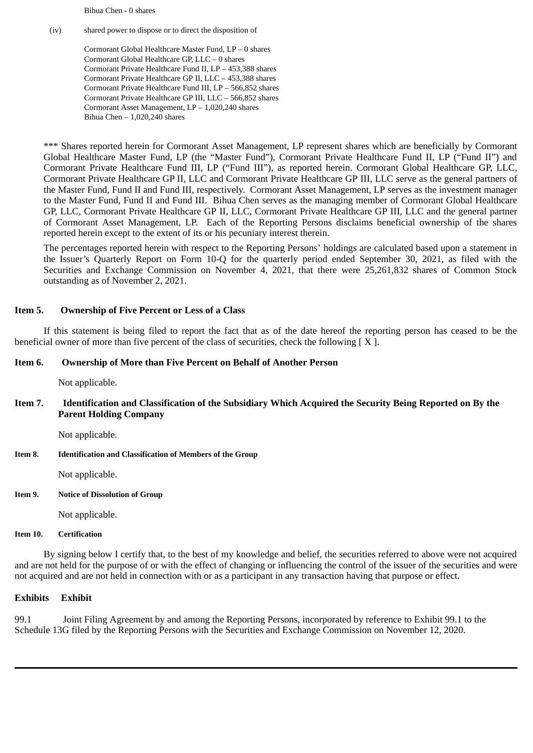Bihua Chen - 0 shares

(iv) shared power to dispose or to direct the disposition of

Cormorant Global Healthcare Master Fund, LP – 0 shares
Cormorant Global Healthcare GP, LLC – 0 shares
Cormorant Private Healthcare Fund II, LP – 453,388 shares
Cormorant Private Healthcare GP II, LLC – 453,388 shares
Cormorant Private Healthcare Fund III, LP – 566,852 shares
Cormorant Private Healthcare GP III, LLC – 566,852 shares
Cormorant Asset Management, LP – 1,020,240 shares
Bihua Chen – 1,020,240 shares

*** Shares reported herein for Cormorant Asset Management, LP represent shares which are beneficially by Cormorant Global Healthcare Master Fund, LP (the "Master Fund"), Cormorant Private Healthcare Fund II, LP ("Fund II") and Cormorant Private Healthcare Fund III, LP ("Fund III"), as reported herein. Cormorant Global Healthcare GP, LLC, Cormorant Private Healthcare GP II, LLC and Cormorant Private Healthcare GP III, LLC serve as the general partners of the Master Fund, Fund II and Fund III, respectively. Cormorant Asset Management, LP serves as the investment manager to the Master Fund, Fund II and Fund III. Bihua Chen serves as the managing member of Cormorant Global Healthcare GP, LLC, Cormorant Private Healthcare GP II, LLC, Cormorant Private Healthcare GP III, LLC and the general partner of Cormorant Asset Management, LP. Each of the Reporting Persons disclaims beneficial ownership of the shares reported herein except to the extent of its or his pecuniary interest therein.

The percentages reported herein with respect to the Reporting Persons' holdings are calculated based upon a statement in the Issuer's Quarterly Report on Form 10-Q for the quarterly period ended September 30, 2021, as filed with the Securities and Exchange Commission on November 4, 2021, that there were 25,261,832 shares of Common Stock outstanding as of November 2, 2021.

**Item 5. Ownership of Five Percent or Less of a Class**

If this statement is being filed to report the fact that as of the date hereof the reporting person has ceased to be the beneficial owner of more than five percent of the class of securities, check the following [ X ].

**Item 6. Ownership of More than Five Percent on Behalf of Another Person**

Not applicable.

**Item 7. Identification and Classification of the Subsidiary Which Acquired the Security Being Reported on By the Parent Holding Company**

Not applicable.

**Item 8. Identification and Classification of Members of the Group**

Not applicable.

**Item 9. Notice of Dissolution of Group**

Not applicable.

**Item 10. Certification**

By signing below I certify that, to the best of my knowledge and belief, the securities referred to above were not acquired and are not held for the purpose of or with the effect of changing or influencing the control of the issuer of the securities and were not acquired and are not held in connection with or as a participant in any transaction having that purpose or effect.

**Exhibits Exhibit**

99.1 Joint Filing Agreement by and among the Reporting Persons, incorporated by reference to Exhibit 99.1 to the Schedule 13G filed by the Reporting Persons with the Securities and Exchange Commission on November 12, 2020.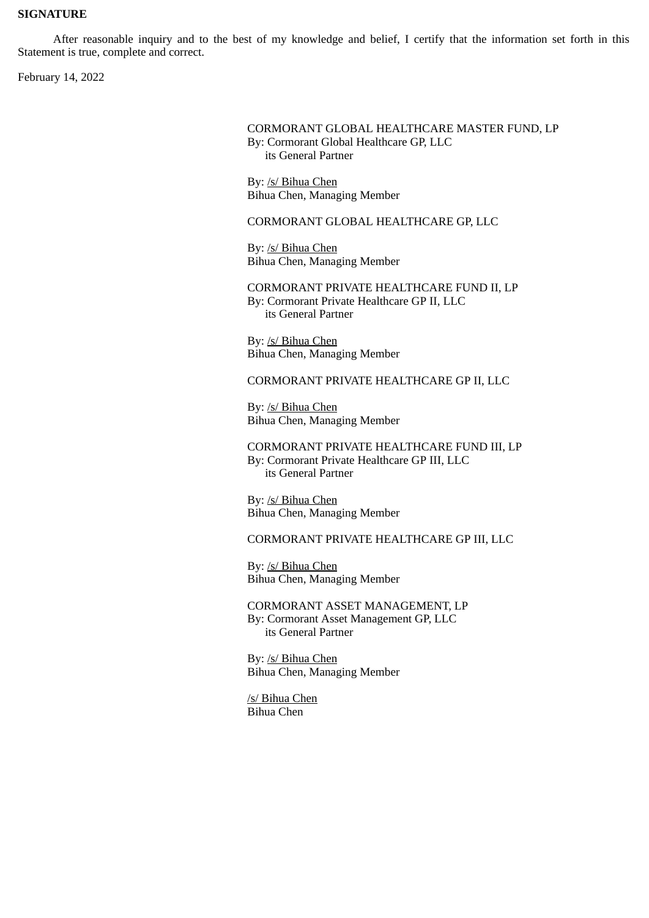**SIGNATURE**

After reasonable inquiry and to the best of my knowledge and belief, I certify that the information set forth in this Statement is true, complete and correct.

February 14, 2022

CORMORANT GLOBAL HEALTHCARE MASTER FUND, LP
By: Cormorant Global Healthcare GP, LLC
its General Partner

By: /s/ Bihua Chen
Bihua Chen, Managing Member

CORMORANT GLOBAL HEALTHCARE GP, LLC

By: /s/ Bihua Chen
Bihua Chen, Managing Member

CORMORANT PRIVATE HEALTHCARE FUND II, LP
By: Cormorant Private Healthcare GP II, LLC
its General Partner

By: /s/ Bihua Chen
Bihua Chen, Managing Member

CORMORANT PRIVATE HEALTHCARE GP II, LLC

By: /s/ Bihua Chen
Bihua Chen, Managing Member

CORMORANT PRIVATE HEALTHCARE FUND III, LP
By: Cormorant Private Healthcare GP III, LLC
its General Partner

By: /s/ Bihua Chen
Bihua Chen, Managing Member

CORMORANT PRIVATE HEALTHCARE GP III, LLC

By: /s/ Bihua Chen
Bihua Chen, Managing Member

CORMORANT ASSET MANAGEMENT, LP
By: Cormorant Asset Management GP, LLC
its General Partner

By: /s/ Bihua Chen
Bihua Chen, Managing Member

/s/ Bihua Chen
Bihua Chen